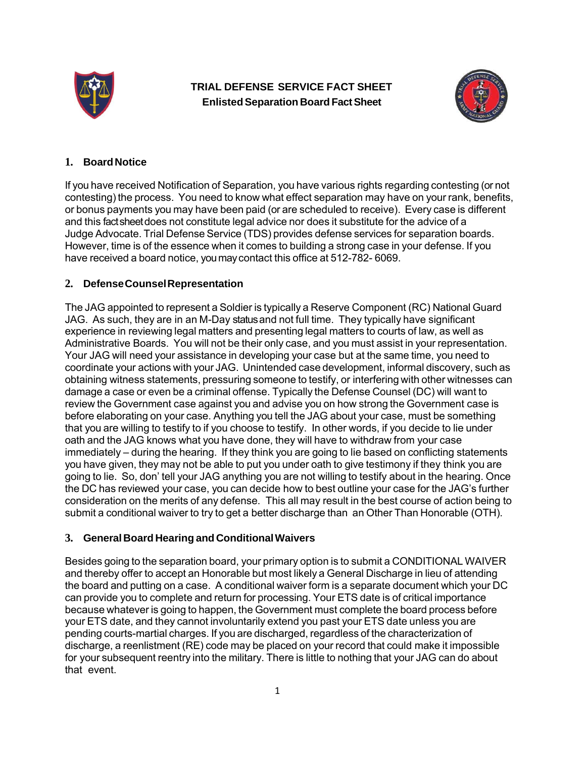# TRIAL DEFENSE SERVICE FACT SHEET

## Enlisted Separation Board Fact Sheet

### 1. Board Notice

If you have received Notification of Separation, you have various rights regarding contesting (or not contesting) the process. You need to know what effect separation may have on your rank, benefits, or bonus payments you may have been paid (or are scheduled to receive). Every case is different and this fact sheet does not constitute legal advice nor does it substitute for the advice of a Judge Advocate. Trial Defense Service (TDS) provides defense services for separation boards. However, time is of the essence when it comes to building a strong case in your defense. If you have received a board notice, you may contact this office at 512-782- 6069.

### 2. Defense Counsel Representation

The JAG appointed to represent a Soldier is typically a Reserve Component (RC) National Guard JAG. As such, they are in an M-Day status and not full time. They typically have significant experience in reviewing legal matters and presenting legal matters to courts of law, as well as Administrative Boards. You will not be their only case, and you must assist in your representation. Your JAG will need your assistance in developing your case but at the same time, you need to coordinate your actions with your JAG. Unintended case development, informal discovery, such as obtaining witness statements, pressuring someone to testify, or interfering with other witnesses can damage a case or even be a criminal offense. Typically the Defense Counsel (DC) will want to review the Government case against you and advise you on how strong the Government case is before elaborating on your case. Anything you tell the JAG about your case, must be something that you are willing to testify to if you choose to testify. In other words, if you decide to lie under oath and the JAG knows what you have done, they will have to withdraw from your case immediately – during the hearing. If they think you are going to lie based on conflicting statements you have given, they may not be able to put you under oath to give testimony if they think you are going to lie. So, don' tell your JAG anything you are not willing to testify about in the hearing. Once the DC has reviewed your case, you can decide how to best outline your case for the JAG's further consideration on the merits of any defense. This all may result in the best course of action being to submit a conditional waiver to try to get a better discharge than an Other Than Honorable (OTH).

### 3. General Board Hearing and Conditional Waivers

Besides going to the separation board, your primary option is to submit a CONDITIONAL WAIVER and thereby offer to accept an Honorable but most likely a General Discharge in lieu of attending the board and putting on a case. A conditional waiver form is a separate document which your DC can provide you to complete and return for processing. Your ETS date is of critical importance because whatever is going to happen, the Government must complete the board process before your ETS date, and they cannot involuntarily extend you past your ETS date unless you are pending courts-martial charges. If you are discharged, regardless of the characterization of discharge, a reenlistment (RE) code may be placed on your record that could make it impossible for your subsequent reentry into the military. There is little to nothing that your JAG can do about that event.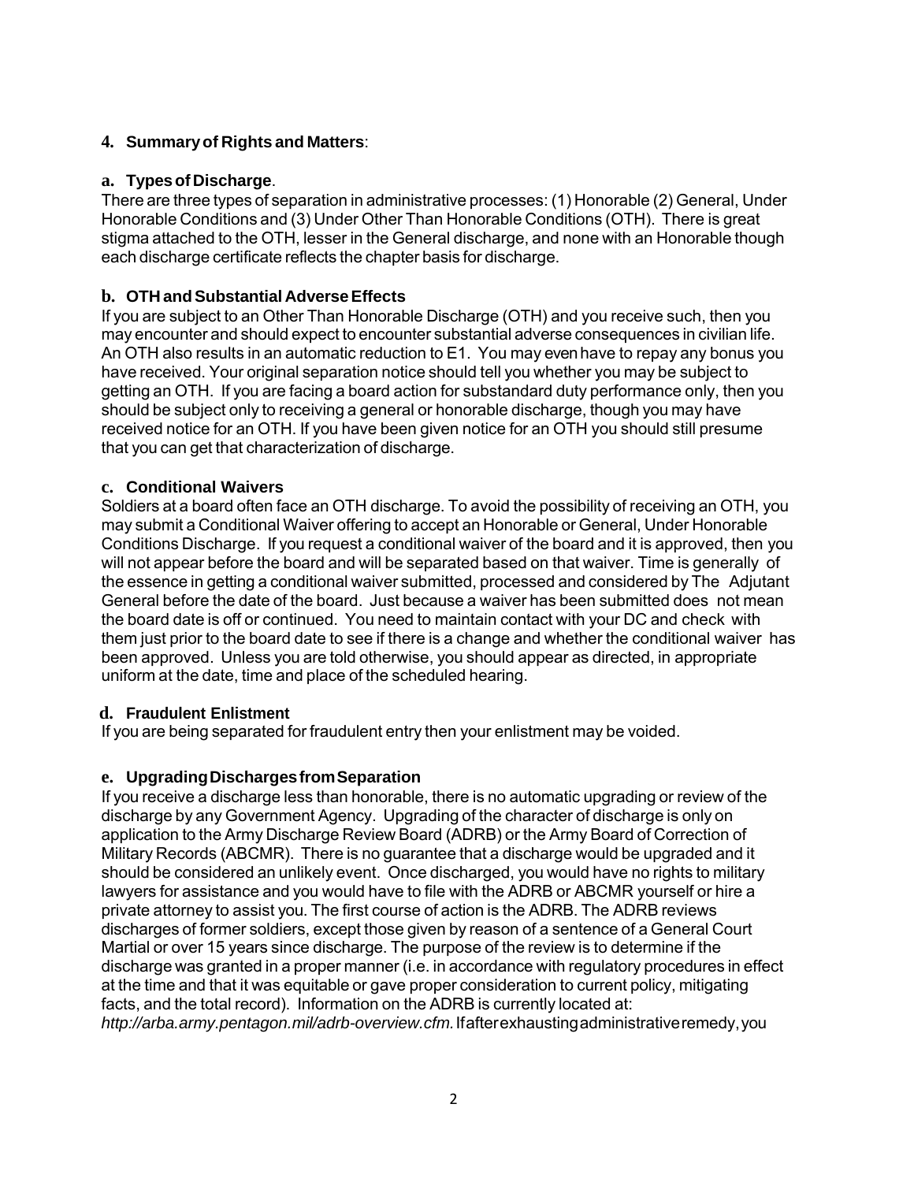## 4. Summary of Rights and Matters:

### a. Types of Discharge.

There are three types of separation in administrative processes: (1) Honorable (2) General, Under Honorable Conditions and (3) Under Other Than Honorable Conditions (OTH). There is great stigma attached to the OTH, lesser in the General discharge, and none with an Honorable though each discharge certificate reflects the chapter basis for discharge.

### b. OTH and Substantial Adverse Effects

If you are subject to an Other Than Honorable Discharge (OTH) and you receive such, then you may encounter and should expect to encounter substantial adverse consequences in civilian life. An OTH also results in an automatic reduction to E1. You may even have to repay any bonus you have received. Your original separation notice should tell you whether you may be subject to getting an OTH. If you are facing a board action for substandard duty performance only, then you should be subject only to receiving a general or honorable discharge, though you may have received notice for an OTH. If you have been given notice for an OTH you should still presume that you can get that characterization of discharge.

### c. Conditional Waivers

Soldiers at a board often face an OTH discharge. To avoid the possibility of receiving an OTH, you may submit a Conditional Waiver offering to accept an Honorable or General, Under Honorable Conditions Discharge. If you request a conditional waiver of the board and it is approved, then you will not appear before the board and will be separated based on that waiver. Time is generally of the essence in getting a conditional waiver submitted, processed and considered by The Adjutant General before the date of the board. Just because a waiver has been submitted does not mean the board date is off or continued. You need to maintain contact with your DC and check with them just prior to the board date to see if there is a change and whether the conditional waiver has been approved. Unless you are told otherwise, you should appear as directed, in appropriate uniform at the date, time and place of the scheduled hearing.

### d. Fraudulent Enlistment

If you are being separated for fraudulent entry then your enlistment may be voided.

### e. Upgrading Discharges from Separation

If you receive a discharge less than honorable, there is no automatic upgrading or review of the discharge by any Government Agency. Upgrading of the character of discharge is only on application to the Army Discharge Review Board (ADRB) or the Army Board of Correction of Military Records (ABCMR). There is no guarantee that a discharge would be upgraded and it should be considered an unlikely event. Once discharged, you would have no rights to military lawyers for assistance and you would have to file with the ADRB or ABCMR yourself or hire a private attorney to assist you. The first course of action is the ADRB. The ADRB reviews discharges of former soldiers, except those given by reason of a sentence of a General Court Martial or over 15 years since discharge. The purpose of the review is to determine if the discharge was granted in a proper manner (i.e. in accordance with regulatory procedures in effect at the time and that it was equitable or gave proper consideration to current policy, mitigating facts, and the total record). Information on the ADRB is currently located at: *http://arba.army.pentagon.mil/adrb-overview.cfm.* If after exhausting administrative remedy, you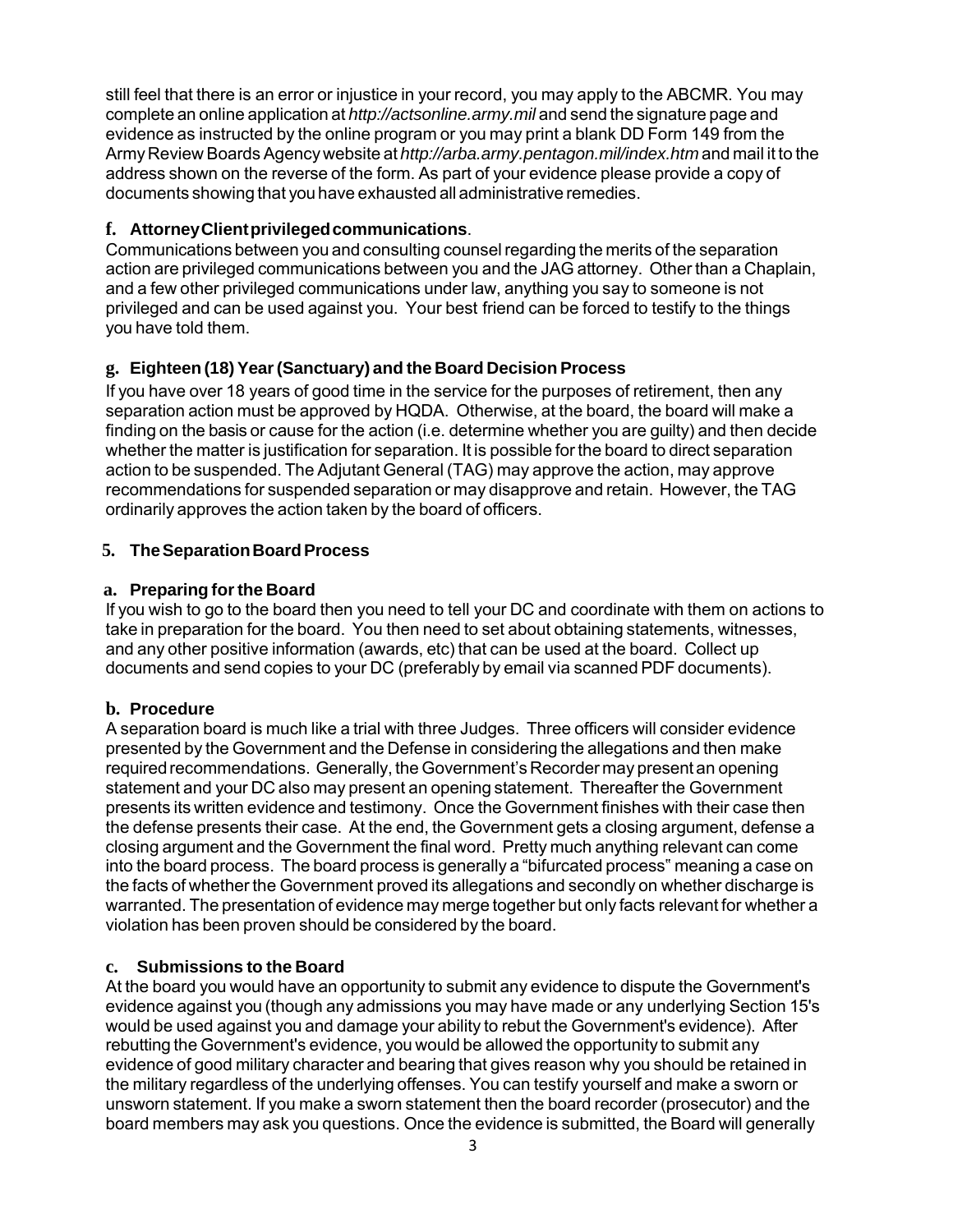still feel that there is an error or injustice in your record, you may apply to the ABCMR. You may complete an online application at *http://actsonline.army.mil* and send the signature page and evidence as instructed by the online program or you may print a blank DD Form 149 from the Army Review Boards Agency website at *http://arba.army.pentagon.mil/index.htm* and mail it to the address shown on the reverse of the form. As part of your evidence please provide a copy of documents showing that you have exhausted all administrative remedies.

### f. Attorney Client privileged communications.

Communications between you and consulting counsel regarding the merits of the separation action are privileged communications between you and the JAG attorney. Other than a Chaplain, and a few other privileged communications under law, anything you say to someone is not privileged and can be used against you. Your best friend can be forced to testify to the things you have told them.

### g. Eighteen (18) Year (Sanctuary) and the Board Decision Process

If you have over 18 years of good time in the service for the purposes of retirement, then any separation action must be approved by HQDA. Otherwise, at the board, the board will make a finding on the basis or cause for the action (i.e. determine whether you are guilty) and then decide whether the matter is justification for separation. It is possible for the board to direct separation action to be suspended. The Adjutant General (TAG) may approve the action, may approve recommendations for suspended separation or may disapprove and retain. However, the TAG ordinarily approves the action taken by the board of officers.

## 5. The Separation Board Process

### a. Preparing for the Board

If you wish to go to the board then you need to tell your DC and coordinate with them on actions to take in preparation for the board. You then need to set about obtaining statements, witnesses, and any other positive information (awards, etc) that can be used at the board. Collect up documents and send copies to your DC (preferably by email via scanned PDF documents).

### b. Procedure

A separation board is much like a trial with three Judges. Three officers will consider evidence presented by the Government and the Defense in considering the allegations and then make required recommendations. Generally, the Government's Recorder may present an opening statement and your DC also may present an opening statement. Thereafter the Government presents its written evidence and testimony. Once the Government finishes with their case then the defense presents their case. At the end, the Government gets a closing argument, defense a closing argument and the Government the final word. Pretty much anything relevant can come into the board process. The board process is generally a "bifurcated process" meaning a case on the facts of whether the Government proved its allegations and secondly on whether discharge is warranted. The presentation of evidence may merge together but only facts relevant for whether a violation has been proven should be considered by the board.

### c. Submissions to the Board

At the board you would have an opportunity to submit any evidence to dispute the Government's evidence against you (though any admissions you may have made or any underlying Section 15's would be used against you and damage your ability to rebut the Government's evidence). After rebutting the Government's evidence, you would be allowed the opportunity to submit any evidence of good military character and bearing that gives reason why you should be retained in the military regardless of the underlying offenses. You can testify yourself and make a sworn or unsworn statement. If you make a sworn statement then the board recorder (prosecutor) and the board members may ask you questions. Once the evidence is submitted, the Board will generally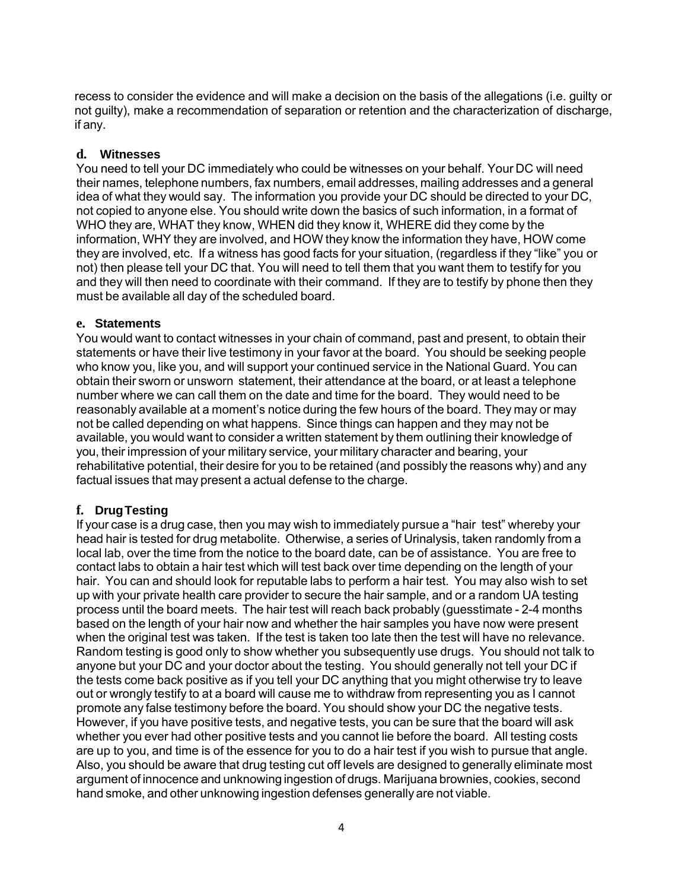recess to consider the evidence and will make a decision on the basis of the allegations (i.e. guilty or not guilty), make a recommendation of separation or retention and the characterization of discharge, if any.

**d. Witnesses**

You need to tell your DC immediately who could be witnesses on your behalf. Your DC will need their names, telephone numbers, fax numbers, email addresses, mailing addresses and a general idea of what they would say. The information you provide your DC should be directed to your DC, not copied to anyone else. You should write down the basics of such information, in a format of WHO they are, WHAT they know, WHEN did they know it, WHERE did they come by the information, WHY they are involved, and HOW they know the information they have, HOW come they are involved, etc. If a witness has good facts for your situation, (regardless if they "like" you or not) then please tell your DC that. You will need to tell them that you want them to testify for you and they will then need to coordinate with their command. If they are to testify by phone then they must be available all day of the scheduled board.

**e. Statements**

You would want to contact witnesses in your chain of command, past and present, to obtain their statements or have their live testimony in your favor at the board. You should be seeking people who know you, like you, and will support your continued service in the National Guard. You can obtain their sworn or unsworn statement, their attendance at the board, or at least a telephone number where we can call them on the date and time for the board. They would need to be reasonably available at a moment's notice during the few hours of the board. They may or may not be called depending on what happens. Since things can happen and they may not be available, you would want to consider a written statement by them outlining their knowledge of you, their impression of your military service, your military character and bearing, your rehabilitative potential, their desire for you to be retained (and possibly the reasons why) and any factual issues that may present a actual defense to the charge.

**f. Drug Testing**

If your case is a drug case, then you may wish to immediately pursue a "hair test" whereby your head hair is tested for drug metabolite. Otherwise, a series of Urinalysis, taken randomly from a local lab, over the time from the notice to the board date, can be of assistance. You are free to contact labs to obtain a hair test which will test back over time depending on the length of your hair. You can and should look for reputable labs to perform a hair test. You may also wish to set up with your private health care provider to secure the hair sample, and or a random UA testing process until the board meets. The hair test will reach back probably (guesstimate - 2-4 months based on the length of your hair now and whether the hair samples you have now were present when the original test was taken. If the test is taken too late then the test will have no relevance. Random testing is good only to show whether you subsequently use drugs. You should not talk to anyone but your DC and your doctor about the testing. You should generally not tell your DC if the tests come back positive as if you tell your DC anything that you might otherwise try to leave out or wrongly testify to at a board will cause me to withdraw from representing you as I cannot promote any false testimony before the board. You should show your DC the negative tests. However, if you have positive tests, and negative tests, you can be sure that the board will ask whether you ever had other positive tests and you cannot lie before the board. All testing costs are up to you, and time is of the essence for you to do a hair test if you wish to pursue that angle. Also, you should be aware that drug testing cut off levels are designed to generally eliminate most argument of innocence and unknowing ingestion of drugs. Marijuana brownies, cookies, second hand smoke, and other unknowing ingestion defenses generally are not viable.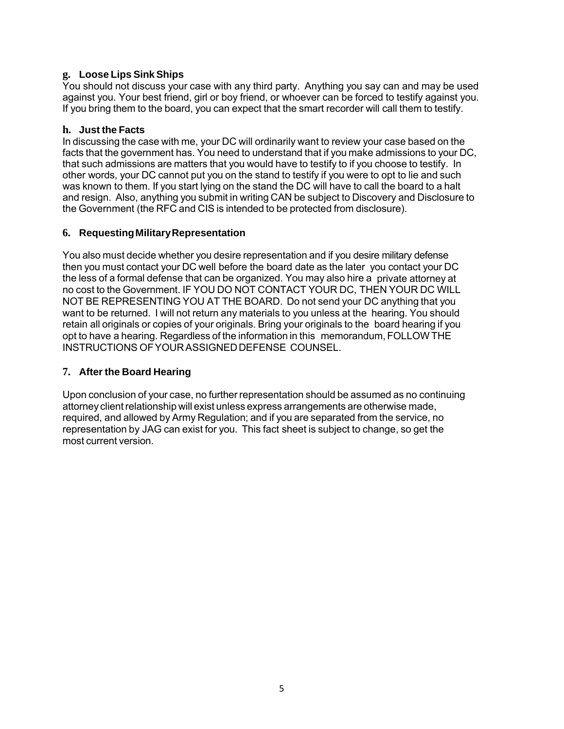**g. Loose Lips Sink Ships**

You should not discuss your case with any third party. Anything you say can and may be used against you. Your best friend, girl or boy friend, or whoever can be forced to testify against you. If you bring them to the board, you can expect that the smart recorder will call them to testify.

**h. Just the Facts**

In discussing the case with me, your DC will ordinarily want to review your case based on the facts that the government has. You need to understand that if you make admissions to your DC, that such admissions are matters that you would have to testify to if you choose to testify. In other words, your DC cannot put you on the stand to testify if you were to opt to lie and such was known to them. If you start lying on the stand the DC will have to call the board to a halt and resign. Also, anything you submit in writing CAN be subject to Discovery and Disclosure to the Government (the RFC and CIS is intended to be protected from disclosure).

## 6. Requesting Military Representation

You also must decide whether you desire representation and if you desire military defense then you must contact your DC well before the board date as the later you contact your DC the less of a formal defense that can be organized. You may also hire a private attorney at no cost to the Government. IF YOU DO NOT CONTACT YOUR DC, THEN YOUR DC WILL NOT BE REPRESENTING YOU AT THE BOARD. Do not send your DC anything that you want to be returned. I will not return any materials to you unless at the hearing. You should retain all originals or copies of your originals. Bring your originals to the board hearing if you opt to have a hearing. Regardless of the information in this memorandum, FOLLOW THE INSTRUCTIONS OF YOUR ASSIGNED DEFENSE COUNSEL.

## 7. After the Board Hearing

Upon conclusion of your case, no further representation should be assumed as no continuing attorney client relationship will exist unless express arrangements are otherwise made, required, and allowed by Army Regulation; and if you are separated from the service, no representation by JAG can exist for you. This fact sheet is subject to change, so get the most current version.